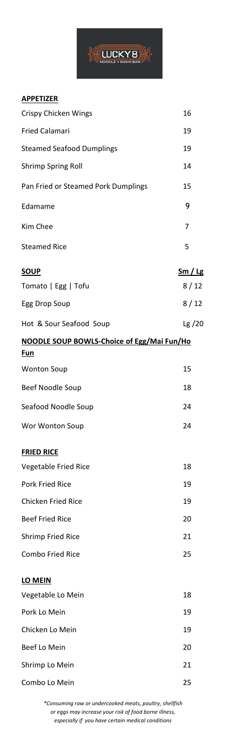LUCKY 8
NOODLE + SUSHI BAR

**APPETIZER**

| | |
|---|---|
| Crispy Chicken Wings | 16 |
| Fried Calamari | 19 |
| Steamed Seafood Dumplings | 19 |
| Shrimp Spring Roll | 14 |
| Pan Fried or Steamed Pork Dumplings | 15 |
| Edamame | 9 |
| Kim Chee | 7 |
| Steamed Rice | 5 |

| **SOUP** | **Sm / Lg** |
|---|---|
| Tomato \| Egg \| Tofu | 8 / 12 |
| Egg Drop Soup | 8 / 12 |
| Hot & Sour Seafood Soup | Lg /20 |

**NOODLE SOUP BOWLS-Choice of Egg/Mai Fun/Ho Fun**

| | |
|---|---|
| Wonton Soup | 15 |
| Beef Noodle Soup | 18 |
| Seafood Noodle Soup | 24 |
| Wor Wonton Soup | 24 |

**FRIED RICE**

| | |
|---|---|
| Vegetable Fried Rice | 18 |
| Pork Fried Rice | 19 |
| Chicken Fried Rice | 19 |
| Beef Fried Rice | 20 |
| Shrimp Fried Rice | 21 |
| Combo Fried Rice | 25 |

**LO MEIN**

| | |
|---|---|
| Vegetable Lo Mein | 18 |
| Pork Lo Mein | 19 |
| Chicken Lo Mein | 19 |
| Beef Lo Mein | 20 |
| Shrimp Lo Mein | 21 |
| Combo Lo Mein | 25 |

*\*Consuming raw or undercooked meats, poultry, shellfish or eggs may increase your risk of food borne illness, especially if you have certain medical conditions*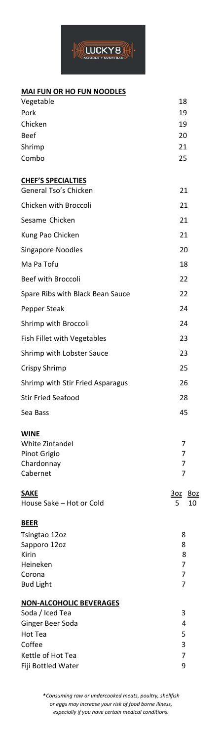LUCKY 8
NOODLE + SUSHI BAR

## MAI FUN OR HO FUN NOODLES

| Item | Price |
|---|---|
| Vegetable | 18 |
| Pork | 19 |
| Chicken | 19 |
| Beef | 20 |
| Shrimp | 21 |
| Combo | 25 |

## CHEF'S SPECIALTIES

| Item | Price |
|---|---|
| General Tso's Chicken | 21 |
| Chicken with Broccoli | 21 |
| Sesame Chicken | 21 |
| Kung Pao Chicken | 21 |
| Singapore Noodles | 20 |
| Ma Pa Tofu | 18 |
| Beef with Broccoli | 22 |
| Spare Ribs with Black Bean Sauce | 22 |
| Pepper Steak | 24 |
| Shrimp with Broccoli | 24 |
| Fish Fillet with Vegetables | 23 |
| Shrimp with Lobster Sauce | 23 |
| Crispy Shrimp | 25 |
| Shrimp with Stir Fried Asparagus | 26 |
| Stir Fried Seafood | 28 |
| Sea Bass | 45 |

## WINE

| Item | Price |
|---|---|
| White Zinfandel | 7 |
| Pinot Grigio | 7 |
| Chardonnay | 7 |
| Cabernet | 7 |

## SAKE

| Item | 3oz | 8oz |
|---|---|---|
| House Sake – Hot or Cold | 5 | 10 |

## BEER

| Item | Price |
|---|---|
| Tsingtao 12oz | 8 |
| Sapporo 12oz | 8 |
| Kirin | 8 |
| Heineken | 7 |
| Corona | 7 |
| Bud Light | 7 |

## NON-ALCOHOLIC BEVERAGES

| Item | Price |
|---|---|
| Soda / Iced Tea | 3 |
| Ginger Beer Soda | 4 |
| Hot Tea | 5 |
| Coffee | 3 |
| Kettle of Hot Tea | 7 |
| Fiji Bottled Water | 9 |

*\*Consuming raw or undercooked meats, poultry, shellfish or eggs may increase your risk of food borne illness, especially if you have certain medical conditions.*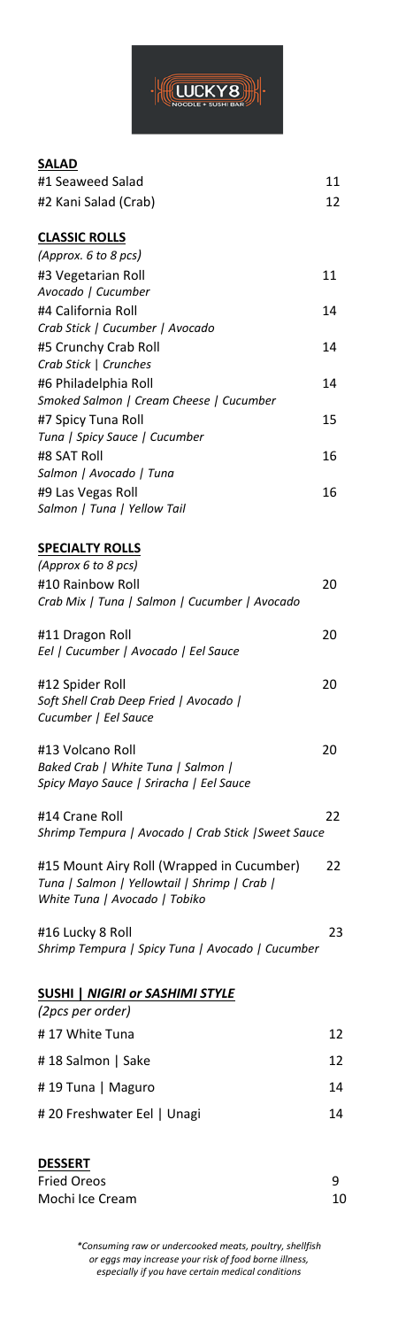LUCKY 8 NOODLE + SUSHI BAR

## SALAD

| Item | Price |
|---|---|
| #1 Seaweed Salad | 11 |
| #2 Kani Salad (Crab) | 12 |

## CLASSIC ROLLS

*(Approx. 6 to 8 pcs)*

| Item | Price |
|---|---|
| #3 Vegetarian Roll<br>*Avocado \| Cucumber* | 11 |
| #4 California Roll<br>*Crab Stick \| Cucumber \| Avocado* | 14 |
| #5 Crunchy Crab Roll<br>*Crab Stick \| Crunches* | 14 |
| #6 Philadelphia Roll<br>*Smoked Salmon \| Cream Cheese \| Cucumber* | 14 |
| #7 Spicy Tuna Roll<br>*Tuna \| Spicy Sauce \| Cucumber* | 15 |
| #8 SAT Roll<br>*Salmon \| Avocado \| Tuna* | 16 |
| #9 Las Vegas Roll<br>*Salmon \| Tuna \| Yellow Tail* | 16 |

## SPECIALTY ROLLS

*(Approx 6 to 8 pcs)*

| Item | Price |
|---|---|
| #10 Rainbow Roll<br>*Crab Mix \| Tuna \| Salmon \| Cucumber \| Avocado* | 20 |
| #11 Dragon Roll<br>*Eel \| Cucumber \| Avocado \| Eel Sauce* | 20 |
| #12 Spider Roll<br>*Soft Shell Crab Deep Fried \| Avocado \| Cucumber \| Eel Sauce* | 20 |
| #13 Volcano Roll<br>*Baked Crab \| White Tuna \| Salmon \| Spicy Mayo Sauce \| Sriracha \| Eel Sauce* | 20 |
| #14 Crane Roll<br>*Shrimp Tempura \| Avocado \| Crab Stick \|Sweet Sauce* | 22 |
| #15 Mount Airy Roll (Wrapped in Cucumber)<br>*Tuna \| Salmon \| Yellowtail \| Shrimp \| Crab \| White Tuna \| Avocado \| Tobiko* | 22 |
| #16 Lucky 8 Roll<br>*Shrimp Tempura \| Spicy Tuna \| Avocado \| Cucumber* | 23 |

## SUSHI | *NIGIRI or SASHIMI STYLE*

*(2pcs per order)*

| Item | Price |
|---|---|
| # 17 White Tuna | 12 |
| # 18 Salmon \| Sake | 12 |
| # 19 Tuna \| Maguro | 14 |
| # 20 Freshwater Eel \| Unagi | 14 |

## DESSERT

| Item | Price |
|---|---|
| Fried Oreos | 9 |
| Mochi Ice Cream | 10 |

*\*Consuming raw or undercooked meats, poultry, shellfish or eggs may increase your risk of food borne illness, especially if you have certain medical conditions*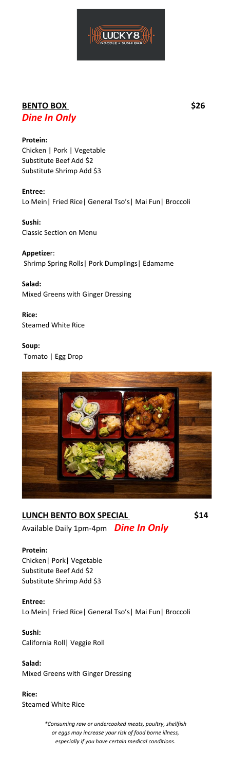## BENTO BOX $26

***Dine In Only***

**Protein:**
Chicken | Pork | Vegetable
Substitute Beef Add $2
Substitute Shrimp Add $3

**Entree:**
Lo Mein| Fried Rice| General Tso's| Mai Fun| Broccoli

**Sushi:**
Classic Section on Menu

**Appetizer:**
Shrimp Spring Rolls| Pork Dumplings| Edamame

**Salad:**
Mixed Greens with Ginger Dressing

**Rice:**
Steamed White Rice

**Soup:**
Tomato | Egg Drop

## LUNCH BENTO BOX SPECIAL $14

Available Daily 1pm-4pm ***Dine In Only***

**Protein:**
Chicken| Pork| Vegetable
Substitute Beef Add $2
Substitute Shrimp Add $3

**Entree:**
Lo Mein| Fried Rice| General Tso's| Mai Fun| Broccoli

**Sushi:**
California Roll| Veggie Roll

**Salad:**
Mixed Greens with Ginger Dressing

**Rice:**
Steamed White Rice

*\*Consuming raw or undercooked meats, poultry, shellfish or eggs may increase your risk of food borne illness, especially if you have certain medical conditions.*